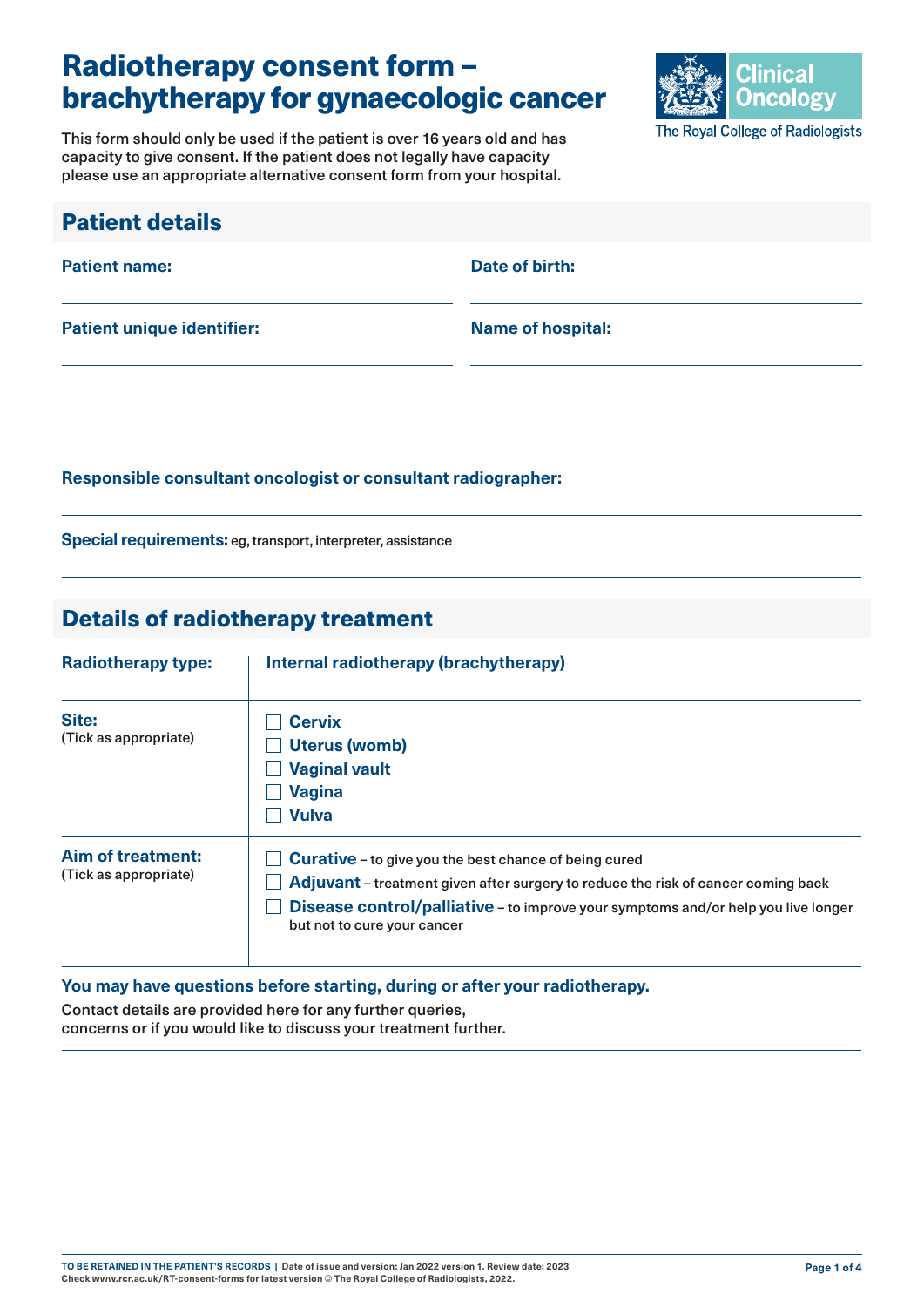# Radiotherapy consent form – brachytherapy for gynaecologic cancer

Clinical Oncology
The Royal College of Radiologists

This form should only be used if the patient is over 16 years old and has capacity to give consent. If the patient does not legally have capacity please use an appropriate alternative consent form from your hospital.

## Patient details

**Patient name:**

**Date of birth:**

**Patient unique identifier:**

**Name of hospital:**

**Responsible consultant oncologist or consultant radiographer:**

**Special requirements:** eg, transport, interpreter, assistance

## Details of radiotherapy treatment

| | |
|---|---|
| **Radiotherapy type:** | **Internal radiotherapy (brachytherapy)** |
| **Site:** (Tick as appropriate) | ☐ **Cervix**<br>☐ **Uterus (womb)**<br>☐ **Vaginal vault**<br>☐ **Vagina**<br>☐ **Vulva** |
| **Aim of treatment:** (Tick as appropriate) | ☐ **Curative** – to give you the best chance of being cured<br>☐ **Adjuvant** – treatment given after surgery to reduce the risk of cancer coming back<br>☐ **Disease control/palliative** – to improve your symptoms and/or help you live longer but not to cure your cancer |

**You may have questions before starting, during or after your radiotherapy.**

Contact details are provided here for any further queries, concerns or if you would like to discuss your treatment further.

TO BE RETAINED IN THE PATIENT'S RECORDS | Date of issue and version: Jan 2022 version 1. Review date: 2023
Check www.rcr.ac.uk/RT-consent-forms for latest version © The Royal College of Radiologists, 2022.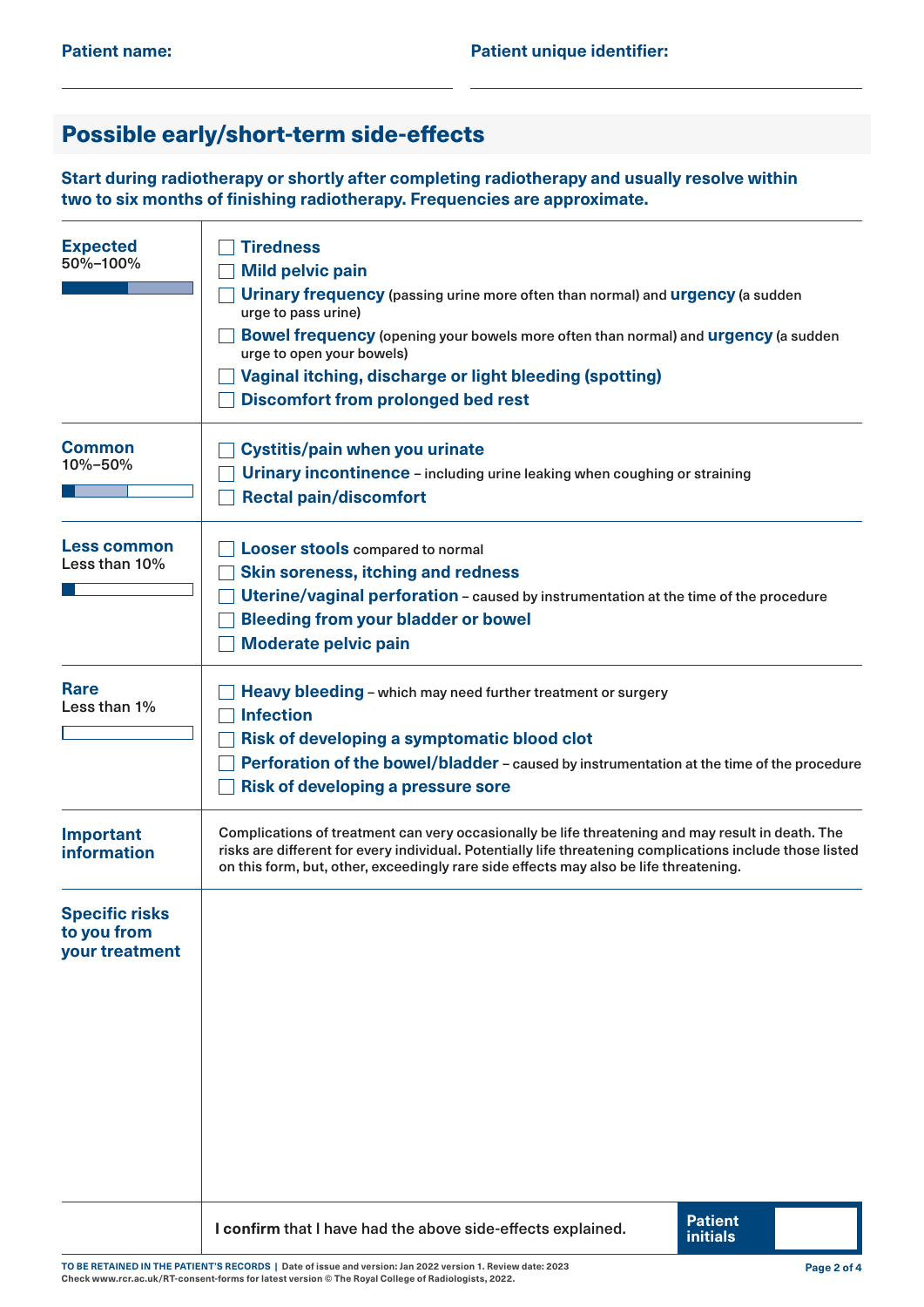**Patient name:** ______________________ **Patient unique identifier:** ______________________

## Possible early/short-term side-effects

**Start during radiotherapy or shortly after completing radiotherapy and usually resolve within two to six months of finishing radiotherapy. Frequencies are approximate.**

| Frequency | Side-effects |
| --- | --- |
| **Expected** 50%–100% | ☐ **Tiredness**<br>☐ **Mild pelvic pain**<br>☐ **Urinary frequency** (passing urine more often than normal) and **urgency** (a sudden urge to pass urine)<br>☐ **Bowel frequency** (opening your bowels more often than normal) and **urgency** (a sudden urge to open your bowels)<br>☐ **Vaginal itching, discharge or light bleeding (spotting)**<br>☐ **Discomfort from prolonged bed rest** |
| **Common** 10%–50% | ☐ **Cystitis/pain when you urinate**<br>☐ **Urinary incontinence** – including urine leaking when coughing or straining<br>☐ **Rectal pain/discomfort** |
| **Less common** Less than 10% | ☐ **Looser stools** compared to normal<br>☐ **Skin soreness, itching and redness**<br>☐ **Uterine/vaginal perforation** – caused by instrumentation at the time of the procedure<br>☐ **Bleeding from your bladder or bowel**<br>☐ **Moderate pelvic pain** |
| **Rare** Less than 1% | ☐ **Heavy bleeding** – which may need further treatment or surgery<br>☐ **Infection**<br>☐ **Risk of developing a symptomatic blood clot**<br>☐ **Perforation of the bowel/bladder** – caused by instrumentation at the time of the procedure<br>☐ **Risk of developing a pressure sore** |
| **Important information** | Complications of treatment can very occasionally be life threatening and may result in death. The risks are different for every individual. Potentially life threatening complications include those listed on this form, but, other, exceedingly rare side effects may also be life threatening. |
| **Specific risks to you from your treatment** | |

**I confirm** that I have had the above side-effects explained. **Patient initials** ______

TO BE RETAINED IN THE PATIENT'S RECORDS | Date of issue and version: Jan 2022 version 1. Review date: 2023
Check www.rcr.ac.uk/RT-consent-forms for latest version © The Royal College of Radiologists, 2022.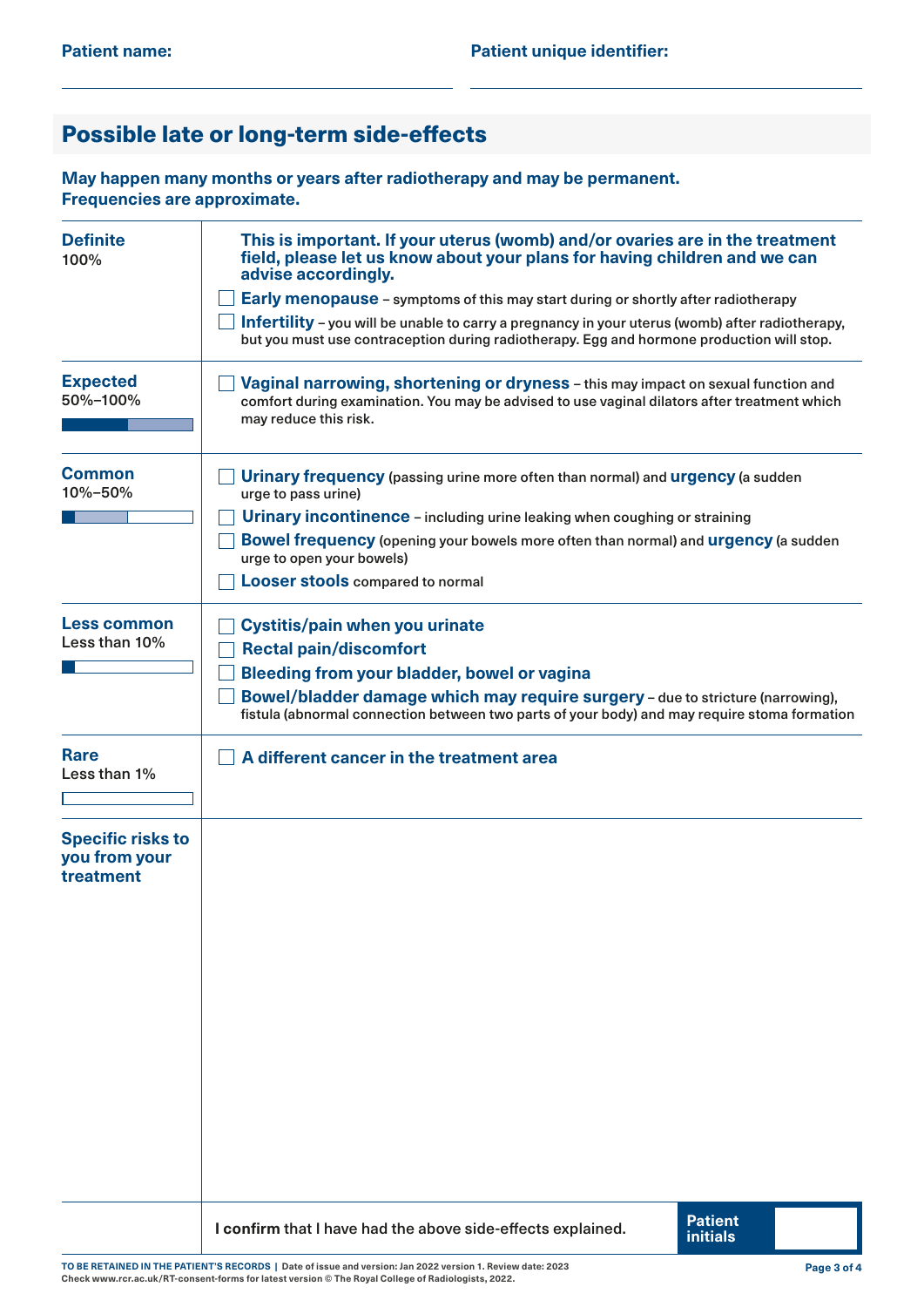**Patient name:** 

**Patient unique identifier:** 

## Possible late or long-term side-effects

**May happen many months or years after radiotherapy and may be permanent. Frequencies are approximate.**

| Frequency | Side-effects |
|---|---|
| **Definite** 100% | **This is important. If your uterus (womb) and/or ovaries are in the treatment field, please let us know about your plans for having children and we can advise accordingly.**<br>☐ **Early menopause** – symptoms of this may start during or shortly after radiotherapy<br>☐ **Infertility** – you will be unable to carry a pregnancy in your uterus (womb) after radiotherapy, but you must use contraception during radiotherapy. Egg and hormone production will stop. |
| **Expected** 50%–100% | ☐ **Vaginal narrowing, shortening or dryness** – this may impact on sexual function and comfort during examination. You may be advised to use vaginal dilators after treatment which may reduce this risk. |
| **Common** 10%–50% | ☐ **Urinary frequency** (passing urine more often than normal) and **urgency** (a sudden urge to pass urine)<br>☐ **Urinary incontinence** – including urine leaking when coughing or straining<br>☐ **Bowel frequency** (opening your bowels more often than normal) and **urgency** (a sudden urge to open your bowels)<br>☐ **Looser stools** compared to normal |
| **Less common** Less than 10% | ☐ **Cystitis/pain when you urinate**<br>☐ **Rectal pain/discomfort**<br>☐ **Bleeding from your bladder, bowel or vagina**<br>☐ **Bowel/bladder damage which may require surgery** – due to stricture (narrowing), fistula (abnormal connection between two parts of your body) and may require stoma formation |
| **Rare** Less than 1% | ☐ **A different cancer in the treatment area** |
| **Specific risks to you from your treatment** | |

**I confirm** that I have had the above side-effects explained. **Patient initials** 

**TO BE RETAINED IN THE PATIENT'S RECORDS** | Date of issue and version: Jan 2022 version 1. Review date: 2023
Check www.rcr.ac.uk/RT-consent-forms for latest version © The Royal College of Radiologists, 2022.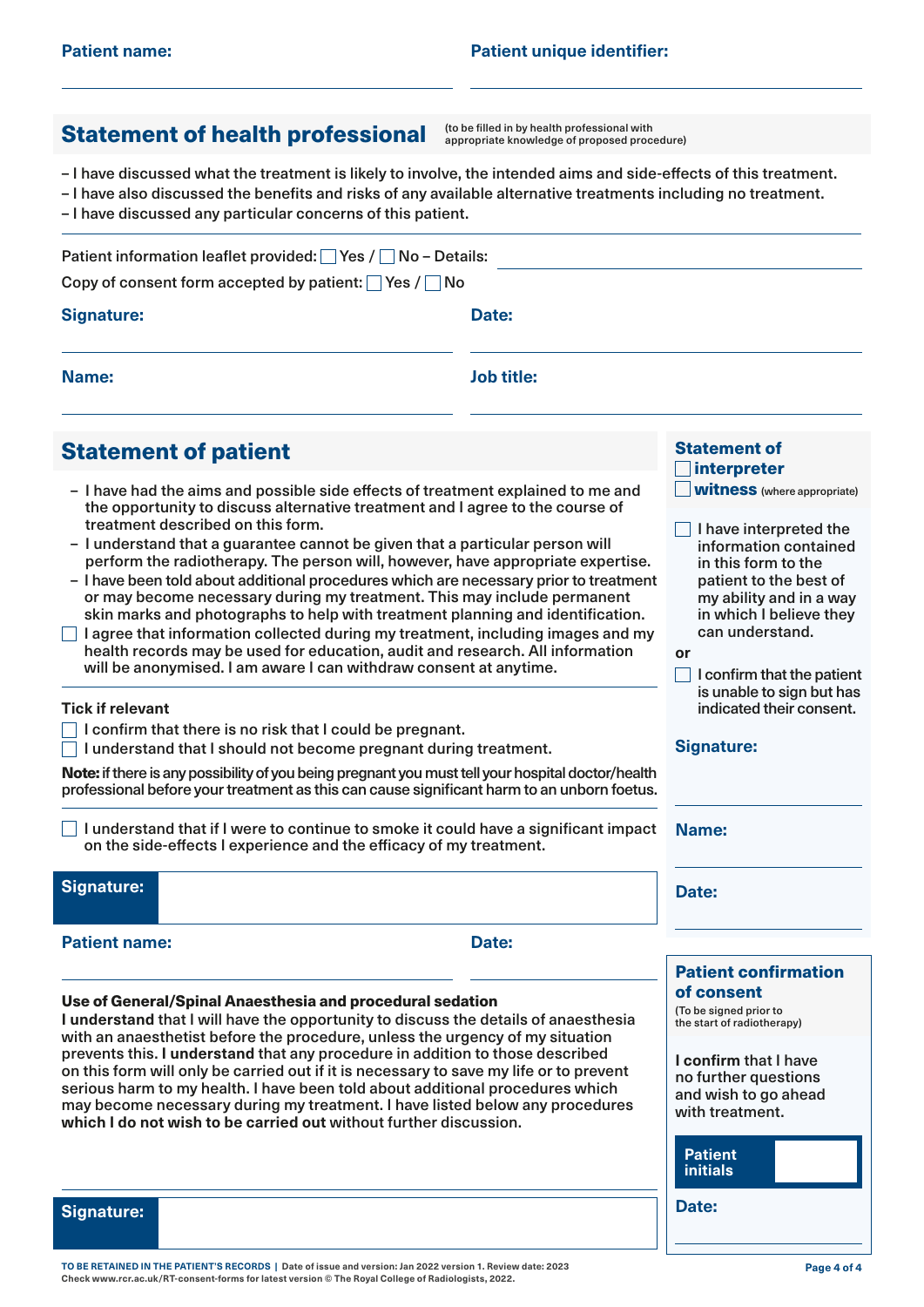**Patient name:** ______________________ **Patient unique identifier:** ______________________

## Statement of health professional

(to be filled in by health professional with appropriate knowledge of proposed procedure)

- I have discussed what the treatment is likely to involve, the intended aims and side-effects of this treatment.
- I have also discussed the benefits and risks of any available alternative treatments including no treatment.
- I have discussed any particular concerns of this patient.

Patient information leaflet provided: ☐ Yes / ☐ No – Details: ______________________

Copy of consent form accepted by patient: ☐ Yes / ☐ No

**Signature:** ______________________ **Date:** ______________________

**Name:** ______________________ **Job title:** ______________________

## Statement of patient

- I have had the aims and possible side effects of treatment explained to me and the opportunity to discuss alternative treatment and I agree to the course of treatment described on this form.
- I understand that a guarantee cannot be given that a particular person will perform the radiotherapy. The person will, however, have appropriate expertise.
- I have been told about additional procedures which are necessary prior to treatment or may become necessary during my treatment. This may include permanent skin marks and photographs to help with treatment planning and identification.

☐ I agree that information collected during my treatment, including images and my health records may be used for education, audit and research. All information will be anonymised. I am aware I can withdraw consent at anytime.

**Tick if relevant**

☐ I confirm that there is no risk that I could be pregnant.

☐ I understand that I should not become pregnant during treatment.

**Note:** if there is any possibility of you being pregnant you must tell your hospital doctor/health professional before your treatment as this can cause significant harm to an unborn foetus.

☐ I understand that if I were to continue to smoke it could have a significant impact on the side-effects I experience and the efficacy of my treatment.

**Signature:** ______________________

**Patient name:** ______________________ **Date:** ______________________

**Use of General/Spinal Anaesthesia and procedural sedation**

**I understand** that I will have the opportunity to discuss the details of anaesthesia with an anaesthetist before the procedure, unless the urgency of my situation prevents this. **I understand** that any procedure in addition to those described on this form will only be carried out if it is necessary to save my life or to prevent serious harm to my health. I have been told about additional procedures which may become necessary during my treatment. I have listed below any procedures **which I do not wish to be carried out** without further discussion.

______________________

**Signature:** ______________________

## Statement of ☐ interpreter ☐ witness (where appropriate)

☐ I have interpreted the information contained in this form to the patient to the best of my ability and in a way in which I believe they can understand.

**or**

☐ I confirm that the patient is unable to sign but has indicated their consent.

**Signature:** ______________________

**Name:** ______________________

**Date:** ______________________

## Patient confirmation of consent

(To be signed prior to the start of radiotherapy)

**I confirm** that I have no further questions and wish to go ahead with treatment.

**Patient initials** ______

**Date:** ______________________

TO BE RETAINED IN THE PATIENT'S RECORDS | Date of issue and version: Jan 2022 version 1. Review date: 2023
Check www.rcr.ac.uk/RT-consent-forms for latest version © The Royal College of Radiologists, 2022.